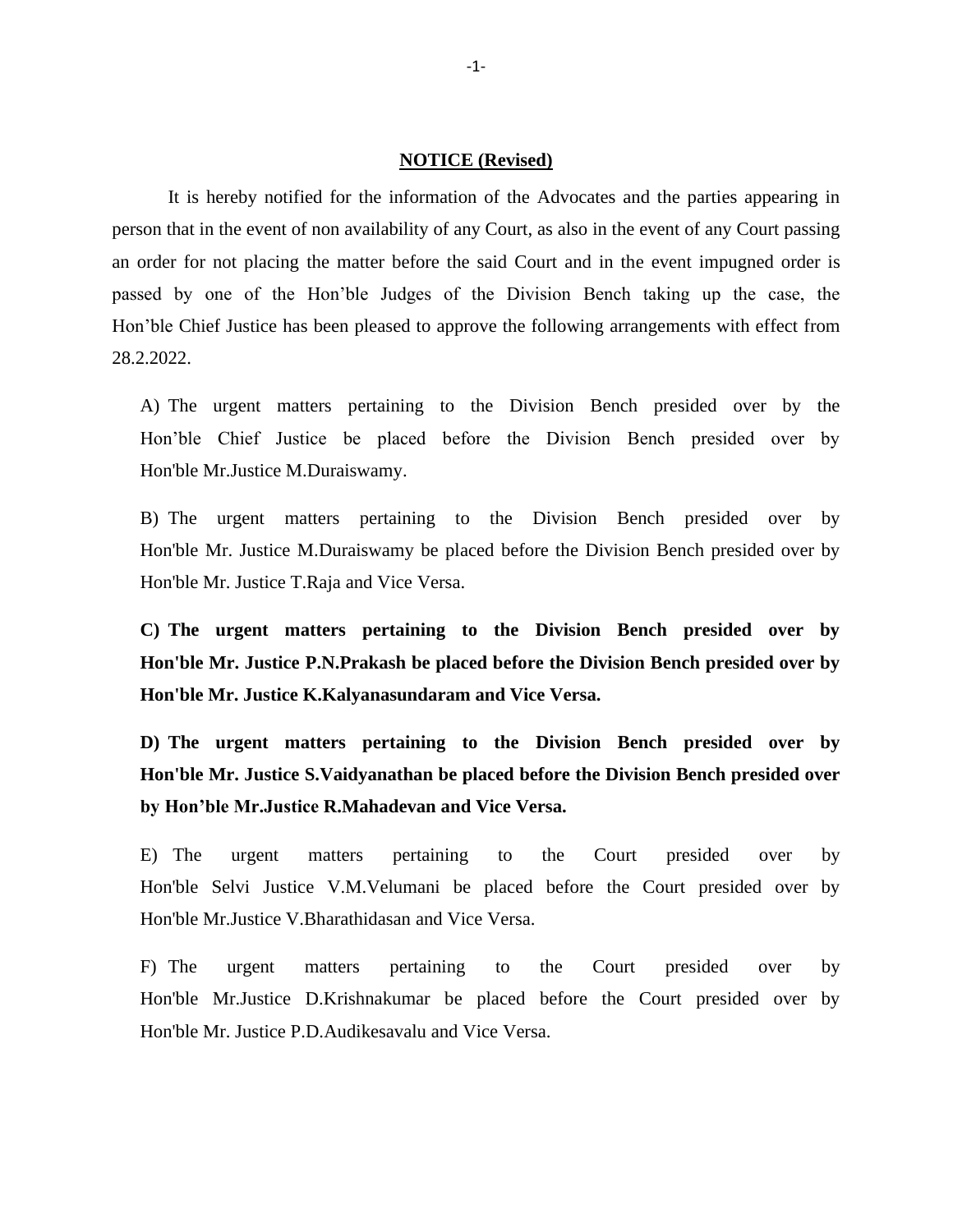**NOTICE (Revised)**

It is hereby notified for the information of the Advocates and the parties appearing in person that in the event of non availability of any Court, as also in the event of any Court passing an order for not placing the matter before the said Court and in the event impugned order is passed by one of the Hon'ble Judges of the Division Bench taking up the case, the Hon'ble Chief Justice has been pleased to approve the following arrangements with effect from 28.2.2022.

A) The urgent matters pertaining to the Division Bench presided over by the Hon'ble Chief Justice be placed before the Division Bench presided over by Hon'ble Mr.Justice M.Duraiswamy.

B) The urgent matters pertaining to the Division Bench presided over by Hon'ble Mr. Justice M.Duraiswamy be placed before the Division Bench presided over by Hon'ble Mr. Justice T.Raja and Vice Versa.

**C) The urgent matters pertaining to the Division Bench presided over by Hon'ble Mr. Justice P.N.Prakash be placed before the Division Bench presided over by Hon'ble Mr. Justice K.Kalyanasundaram and Vice Versa.**

**D) The urgent matters pertaining to the Division Bench presided over by Hon'ble Mr. Justice S.Vaidyanathan be placed before the Division Bench presided over by Hon'ble Mr.Justice R.Mahadevan and Vice Versa.**

E) The urgent matters pertaining to the Court presided over by Hon'ble Selvi Justice V.M.Velumani be placed before the Court presided over by Hon'ble Mr.Justice V.Bharathidasan and Vice Versa.

F) The urgent matters pertaining to the Court presided over by Hon'ble Mr.Justice D.Krishnakumar be placed before the Court presided over by Hon'ble Mr. Justice P.D.Audikesavalu and Vice Versa.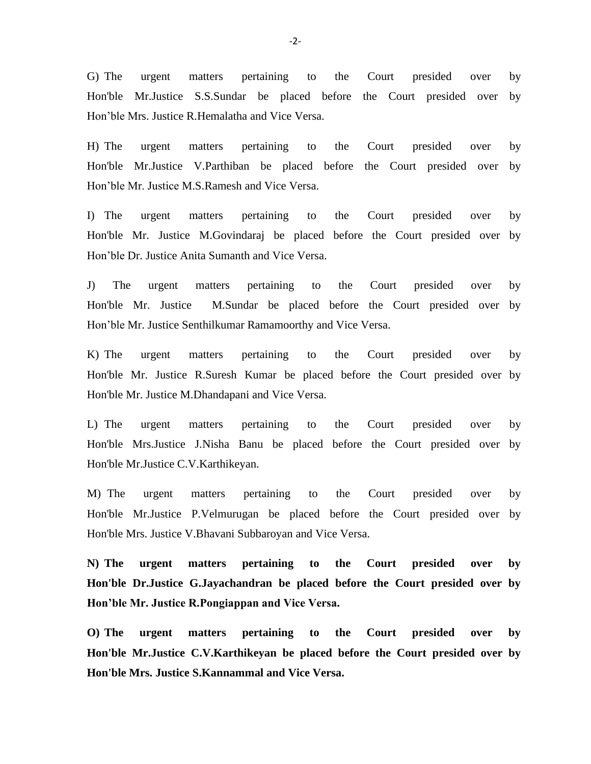G) The urgent matters pertaining to the Court presided over by Hon'ble Mr.Justice S.S.Sundar be placed before the Court presided over by Hon’ble Mrs. Justice R.Hemalatha and Vice Versa.

H) The urgent matters pertaining to the Court presided over by Hon'ble Mr.Justice V.Parthiban be placed before the Court presided over by Hon’ble Mr. Justice M.S.Ramesh and Vice Versa.

I) The urgent matters pertaining to the Court presided over by Hon'ble Mr. Justice M.Govindaraj be placed before the Court presided over by Hon’ble Dr. Justice Anita Sumanth and Vice Versa.

J) The urgent matters pertaining to the Court presided over by Hon'ble Mr. Justice M.Sundar be placed before the Court presided over by Hon’ble Mr. Justice Senthilkumar Ramamoorthy and Vice Versa.

K) The urgent matters pertaining to the Court presided over by Hon'ble Mr. Justice R.Suresh Kumar be placed before the Court presided over by Hon'ble Mr. Justice M.Dhandapani and Vice Versa.

L) The urgent matters pertaining to the Court presided over by Hon'ble Mrs.Justice J.Nisha Banu be placed before the Court presided over by Hon'ble Mr.Justice C.V.Karthikeyan.

M) The urgent matters pertaining to the Court presided over by Hon'ble Mr.Justice P.Velmurugan be placed before the Court presided over by Hon'ble Mrs. Justice V.Bhavani Subbaroyan and Vice Versa.

**N) The urgent matters pertaining to the Court presided over by Hon'ble Dr.Justice G.Jayachandran be placed before the Court presided over by Hon’ble Mr. Justice R.Pongiappan and Vice Versa.**

**O) The urgent matters pertaining to the Court presided over by Hon'ble Mr.Justice C.V.Karthikeyan be placed before the Court presided over by Hon'ble Mrs. Justice S.Kannammal and Vice Versa.**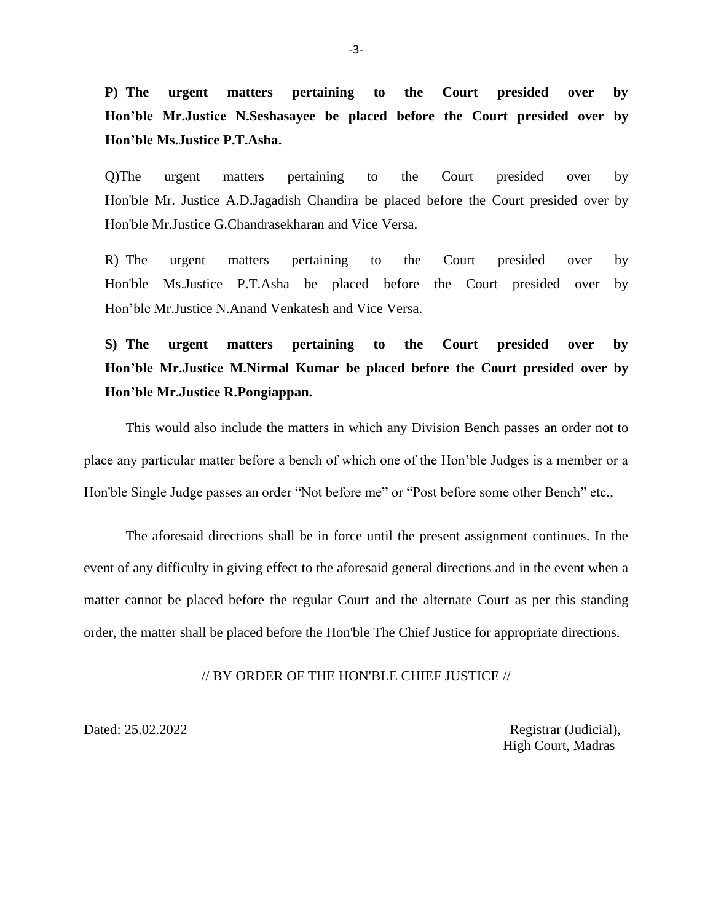**P) The urgent matters pertaining to the Court presided over by Hon’ble Mr.Justice N.Seshasayee be placed before the Court presided over by Hon’ble Ms.Justice P.T.Asha.**

Q)The urgent matters pertaining to the Court presided over by Hon'ble Mr. Justice A.D.Jagadish Chandira be placed before the Court presided over by Hon'ble Mr.Justice G.Chandrasekharan and Vice Versa.

R) The urgent matters pertaining to the Court presided over by Hon'ble Ms.Justice P.T.Asha be placed before the Court presided over by Hon’ble Mr.Justice N.Anand Venkatesh and Vice Versa.

**S) The urgent matters pertaining to the Court presided over by Hon’ble Mr.Justice M.Nirmal Kumar be placed before the Court presided over by Hon’ble Mr.Justice R.Pongiappan.**

This would also include the matters in which any Division Bench passes an order not to place any particular matter before a bench of which one of the Hon’ble Judges is a member or a Hon'ble Single Judge passes an order “Not before me” or “Post before some other Bench” etc.,

The aforesaid directions shall be in force until the present assignment continues. In the event of any difficulty in giving effect to the aforesaid general directions and in the event when a matter cannot be placed before the regular Court and the alternate Court as per this standing order, the matter shall be placed before the Hon'ble The Chief Justice for appropriate directions.

// BY ORDER OF THE HON'BLE CHIEF JUSTICE //

Dated: 25.02.2022

Registrar (Judicial),
High Court, Madras